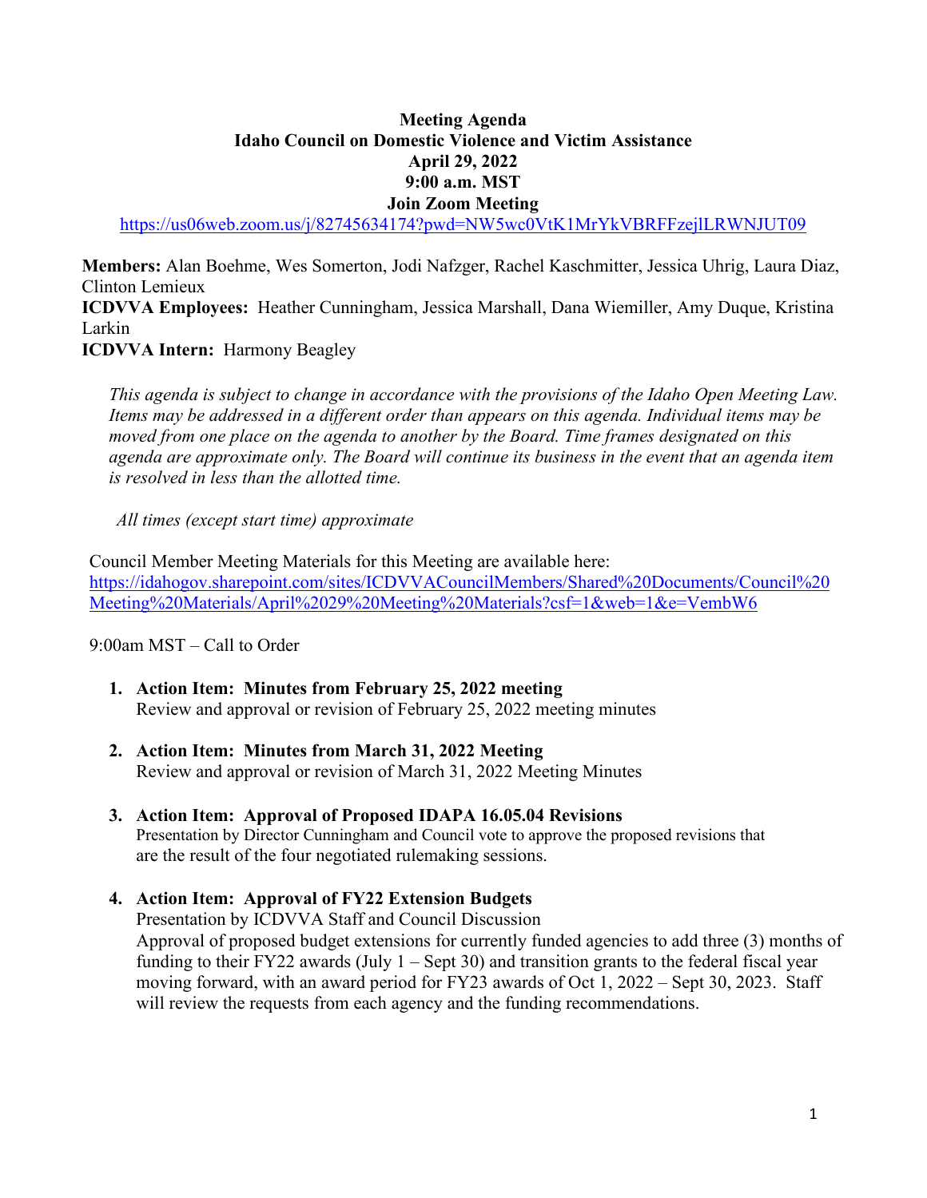**Meeting Agenda**
**Idaho Council on Domestic Violence and Victim Assistance**
**April 29, 2022**
**9:00 a.m. MST**
**Join Zoom Meeting**

https://us06web.zoom.us/j/82745634174?pwd=NW5wc0VtK1MrYkVBRFFzejlLRWNJUT09

**Members:** Alan Boehme, Wes Somerton, Jodi Nafzger, Rachel Kaschmitter, Jessica Uhrig, Laura Diaz, Clinton Lemieux
**ICDVVA Employees:** Heather Cunningham, Jessica Marshall, Dana Wiemiller, Amy Duque, Kristina Larkin
**ICDVVA Intern:** Harmony Beagley

*This agenda is subject to change in accordance with the provisions of the Idaho Open Meeting Law. Items may be addressed in a different order than appears on this agenda. Individual items may be moved from one place on the agenda to another by the Board. Time frames designated on this agenda are approximate only. The Board will continue its business in the event that an agenda item is resolved in less than the allotted time.*

*All times (except start time) approximate*

Council Member Meeting Materials for this Meeting are available here:
https://idahogov.sharepoint.com/sites/ICDVVACouncilMembers/Shared%20Documents/Council%20Meeting%20Materials/April%2029%20Meeting%20Materials?csf=1&web=1&e=VembW6

9:00am MST – Call to Order

1. **Action Item: Minutes from February 25, 2022 meeting**
   Review and approval or revision of February 25, 2022 meeting minutes

2. **Action Item: Minutes from March 31, 2022 Meeting**
   Review and approval or revision of March 31, 2022 Meeting Minutes

3. **Action Item: Approval of Proposed IDAPA 16.05.04 Revisions**
   Presentation by Director Cunningham and Council vote to approve the proposed revisions that are the result of the four negotiated rulemaking sessions.

4. **Action Item: Approval of FY22 Extension Budgets**
   Presentation by ICDVVA Staff and Council Discussion
   Approval of proposed budget extensions for currently funded agencies to add three (3) months of funding to their FY22 awards (July 1 – Sept 30) and transition grants to the federal fiscal year moving forward, with an award period for FY23 awards of Oct 1, 2022 – Sept 30, 2023. Staff will review the requests from each agency and the funding recommendations.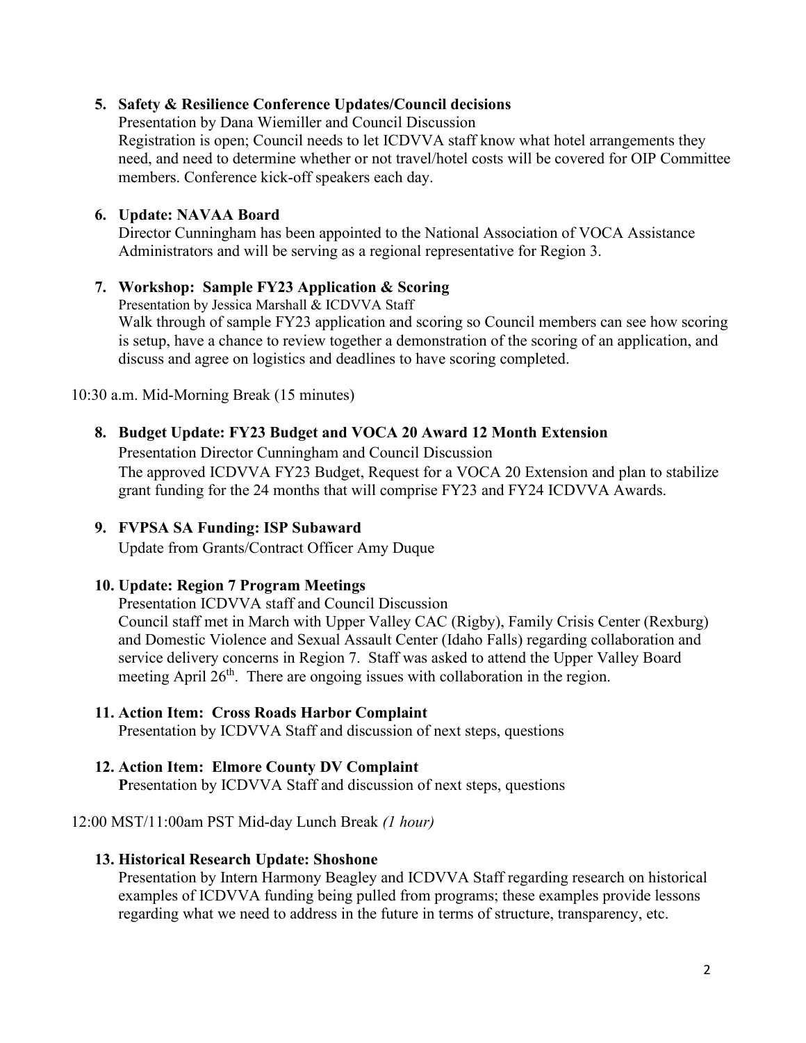5. **Safety & Resilience Conference Updates/Council decisions**
   Presentation by Dana Wiemiller and Council Discussion
   Registration is open; Council needs to let ICDVVA staff know what hotel arrangements they need, and need to determine whether or not travel/hotel costs will be covered for OIP Committee members. Conference kick-off speakers each day.

6. **Update: NAVAA Board**
   Director Cunningham has been appointed to the National Association of VOCA Assistance Administrators and will be serving as a regional representative for Region 3.

7. **Workshop: Sample FY23 Application & Scoring**
   Presentation by Jessica Marshall & ICDVVA Staff
   Walk through of sample FY23 application and scoring so Council members can see how scoring is setup, have a chance to review together a demonstration of the scoring of an application, and discuss and agree on logistics and deadlines to have scoring completed.

10:30 a.m. Mid-Morning Break (15 minutes)

8. **Budget Update: FY23 Budget and VOCA 20 Award 12 Month Extension**
   Presentation Director Cunningham and Council Discussion
   The approved ICDVVA FY23 Budget, Request for a VOCA 20 Extension and plan to stabilize grant funding for the 24 months that will comprise FY23 and FY24 ICDVVA Awards.

9. **FVPSA SA Funding: ISP Subaward**
   Update from Grants/Contract Officer Amy Duque

10. **Update: Region 7 Program Meetings**
    Presentation ICDVVA staff and Council Discussion
    Council staff met in March with Upper Valley CAC (Rigby), Family Crisis Center (Rexburg) and Domestic Violence and Sexual Assault Center (Idaho Falls) regarding collaboration and service delivery concerns in Region 7. Staff was asked to attend the Upper Valley Board meeting April 26th. There are ongoing issues with collaboration in the region.

11. **Action Item: Cross Roads Harbor Complaint**
    Presentation by ICDVVA Staff and discussion of next steps, questions

12. **Action Item: Elmore County DV Complaint**
    **P**resentation by ICDVVA Staff and discussion of next steps, questions

12:00 MST/11:00am PST Mid-day Lunch Break *(1 hour)*

13. **Historical Research Update: Shoshone**
    Presentation by Intern Harmony Beagley and ICDVVA Staff regarding research on historical examples of ICDVVA funding being pulled from programs; these examples provide lessons regarding what we need to address in the future in terms of structure, transparency, etc.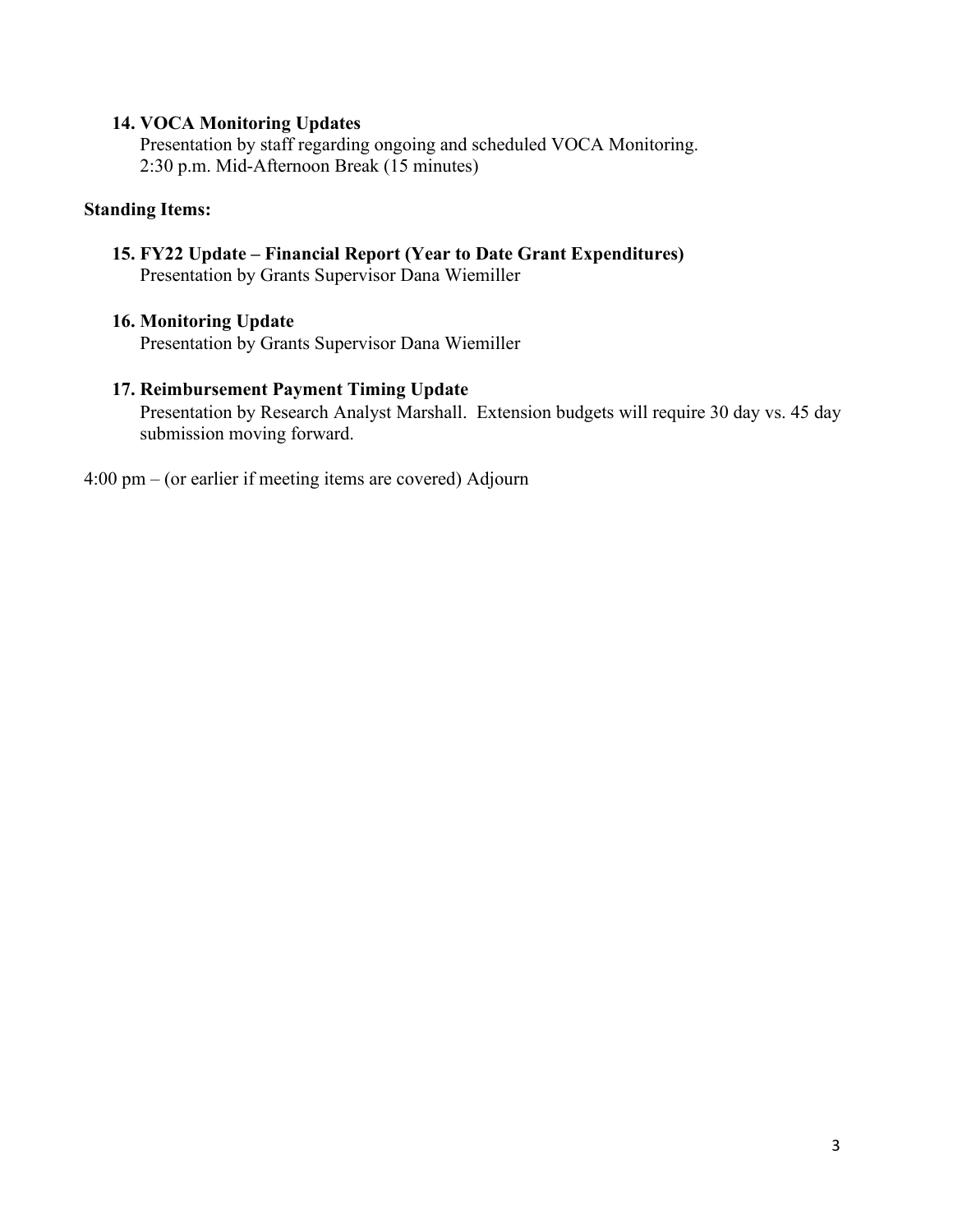**14. VOCA Monitoring Updates**
Presentation by staff regarding ongoing and scheduled VOCA Monitoring.
2:30 p.m. Mid-Afternoon Break (15 minutes)

**Standing Items:**

**15. FY22 Update – Financial Report (Year to Date Grant Expenditures)**
Presentation by Grants Supervisor Dana Wiemiller

**16. Monitoring Update**
Presentation by Grants Supervisor Dana Wiemiller

**17. Reimbursement Payment Timing Update**
Presentation by Research Analyst Marshall. Extension budgets will require 30 day vs. 45 day submission moving forward.

4:00 pm – (or earlier if meeting items are covered) Adjourn